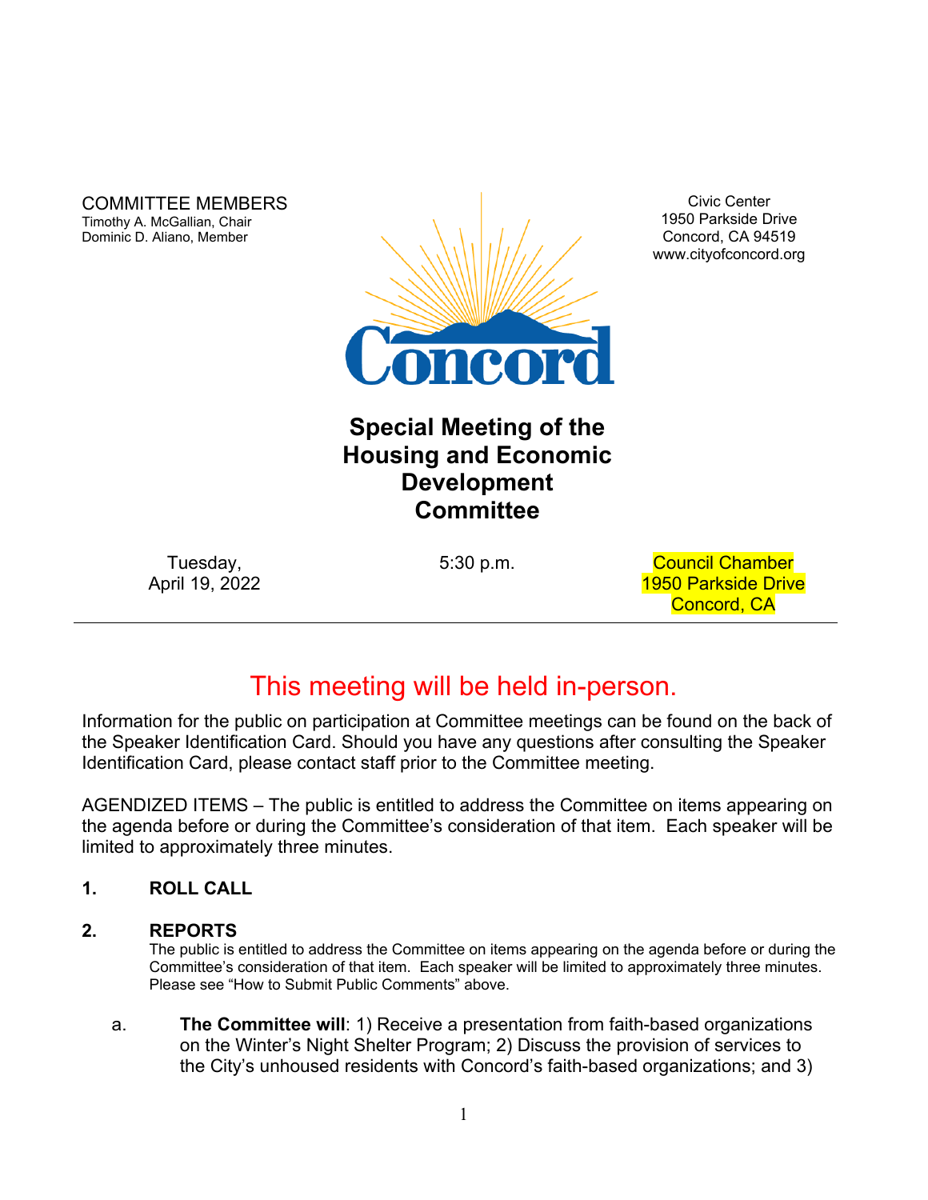COMMITTEE MEMBERS
Timothy A. McGallian, Chair
Dominic D. Aliano, Member

Civic Center
1950 Parkside Drive
Concord, CA 94519
www.cityofconcord.org

# Special Meeting of the Housing and Economic Development Committee

Tuesday, April 19, 2022

5:30 p.m.

Council Chamber
1950 Parkside Drive
Concord, CA

---

## This meeting will be held in-person.

Information for the public on participation at Committee meetings can be found on the back of the Speaker Identification Card. Should you have any questions after consulting the Speaker Identification Card, please contact staff prior to the Committee meeting.

AGENDIZED ITEMS – The public is entitled to address the Committee on items appearing on the agenda before or during the Committee's consideration of that item. Each speaker will be limited to approximately three minutes.

**1. ROLL CALL**

**2. REPORTS**

The public is entitled to address the Committee on items appearing on the agenda before or during the Committee's consideration of that item. Each speaker will be limited to approximately three minutes. Please see "How to Submit Public Comments" above.

a. **The Committee will**: 1) Receive a presentation from faith-based organizations on the Winter's Night Shelter Program; 2) Discuss the provision of services to the City's unhoused residents with Concord's faith-based organizations; and 3)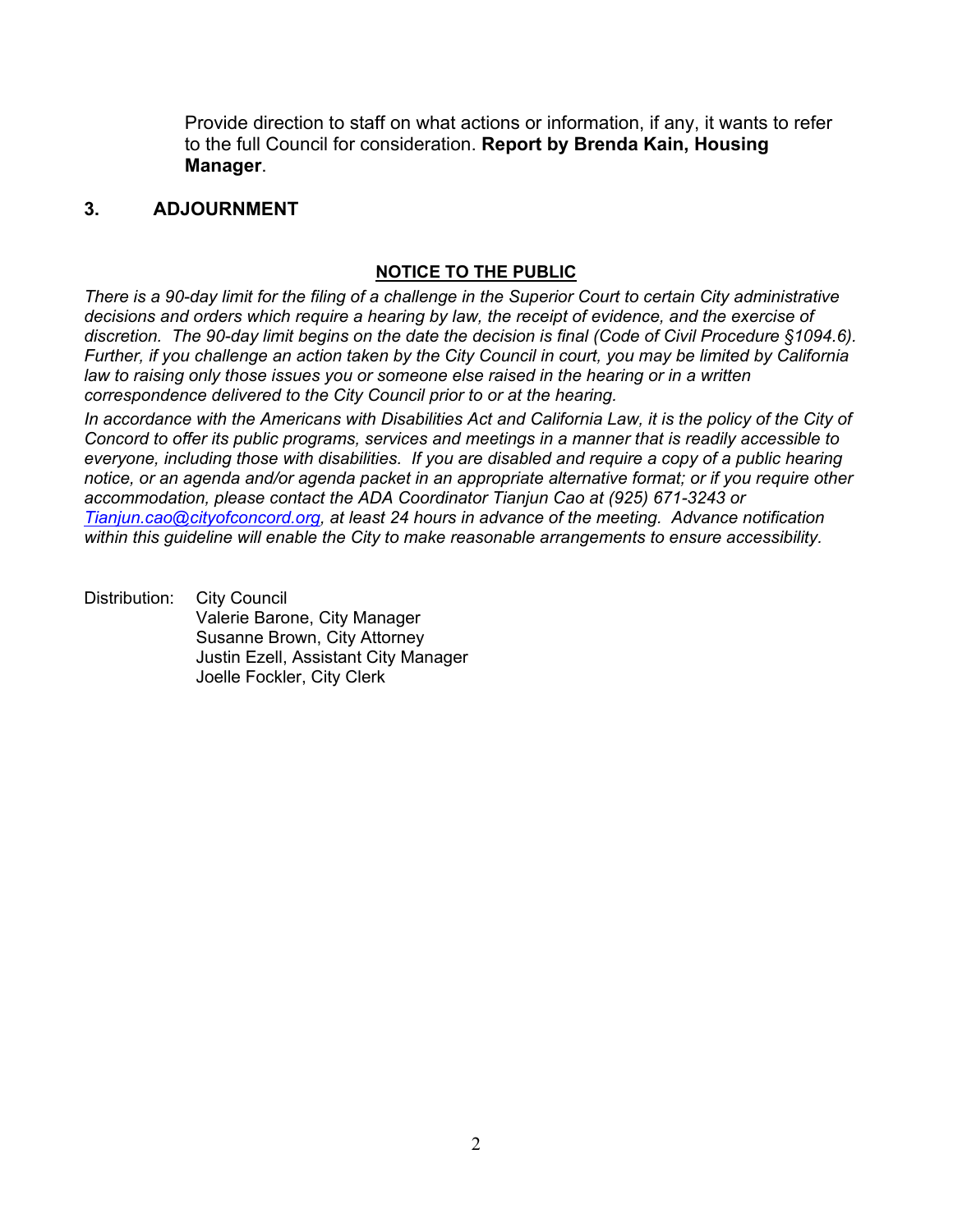Provide direction to staff on what actions or information, if any, it wants to refer to the full Council for consideration. **Report by Brenda Kain, Housing Manager**.

## 3. ADJOURNMENT

**NOTICE TO THE PUBLIC**

*There is a 90-day limit for the filing of a challenge in the Superior Court to certain City administrative decisions and orders which require a hearing by law, the receipt of evidence, and the exercise of discretion. The 90-day limit begins on the date the decision is final (Code of Civil Procedure §1094.6). Further, if you challenge an action taken by the City Council in court, you may be limited by California law to raising only those issues you or someone else raised in the hearing or in a written correspondence delivered to the City Council prior to or at the hearing.*

*In accordance with the Americans with Disabilities Act and California Law, it is the policy of the City of Concord to offer its public programs, services and meetings in a manner that is readily accessible to everyone, including those with disabilities. If you are disabled and require a copy of a public hearing notice, or an agenda and/or agenda packet in an appropriate alternative format; or if you require other accommodation, please contact the ADA Coordinator Tianjun Cao at (925) 671-3243 or Tianjun.cao@cityofconcord.org, at least 24 hours in advance of the meeting. Advance notification within this guideline will enable the City to make reasonable arrangements to ensure accessibility.*

Distribution: City Council
Valerie Barone, City Manager
Susanne Brown, City Attorney
Justin Ezell, Assistant City Manager
Joelle Fockler, City Clerk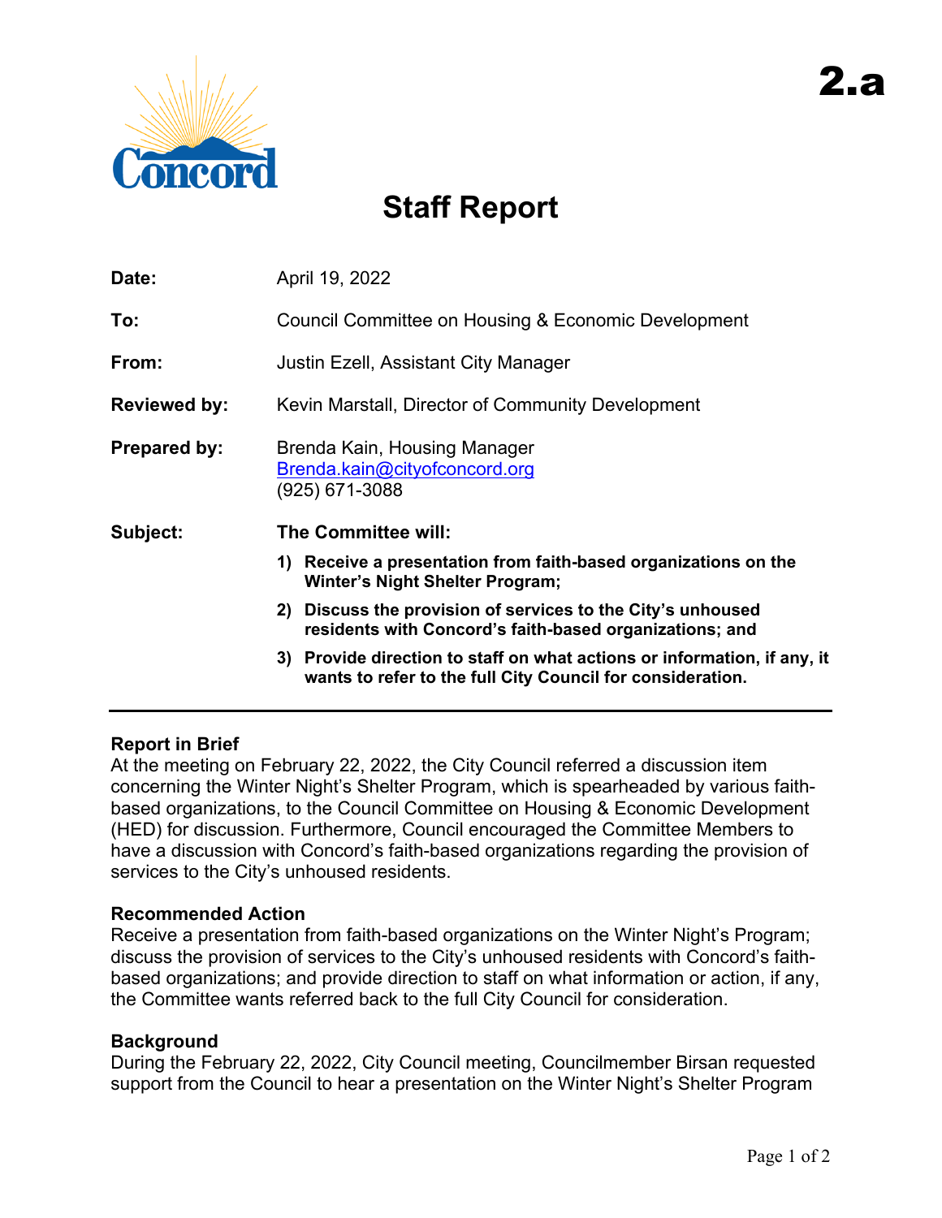2.a

# Staff Report

| | |
|---|---|
| **Date:** | April 19, 2022 |
| **To:** | Council Committee on Housing & Economic Development |
| **From:** | Justin Ezell, Assistant City Manager |
| **Reviewed by:** | Kevin Marstall, Director of Community Development |
| **Prepared by:** | Brenda Kain, Housing Manager<br>Brenda.kain@cityofconcord.org<br>(925) 671-3088 |
| **Subject:** | **The Committee will:**<br>**1) Receive a presentation from faith-based organizations on the Winter's Night Shelter Program;**<br>**2) Discuss the provision of services to the City's unhoused residents with Concord's faith-based organizations; and**<br>**3) Provide direction to staff on what actions or information, if any, it wants to refer to the full City Council for consideration.** |

---

**Report in Brief**

At the meeting on February 22, 2022, the City Council referred a discussion item concerning the Winter Night's Shelter Program, which is spearheaded by various faith-based organizations, to the Council Committee on Housing & Economic Development (HED) for discussion. Furthermore, Council encouraged the Committee Members to have a discussion with Concord's faith-based organizations regarding the provision of services to the City's unhoused residents.

**Recommended Action**

Receive a presentation from faith-based organizations on the Winter Night's Program; discuss the provision of services to the City's unhoused residents with Concord's faith-based organizations; and provide direction to staff on what information or action, if any, the Committee wants referred back to the full City Council for consideration.

**Background**

During the February 22, 2022, City Council meeting, Councilmember Birsan requested support from the Council to hear a presentation on the Winter Night's Shelter Program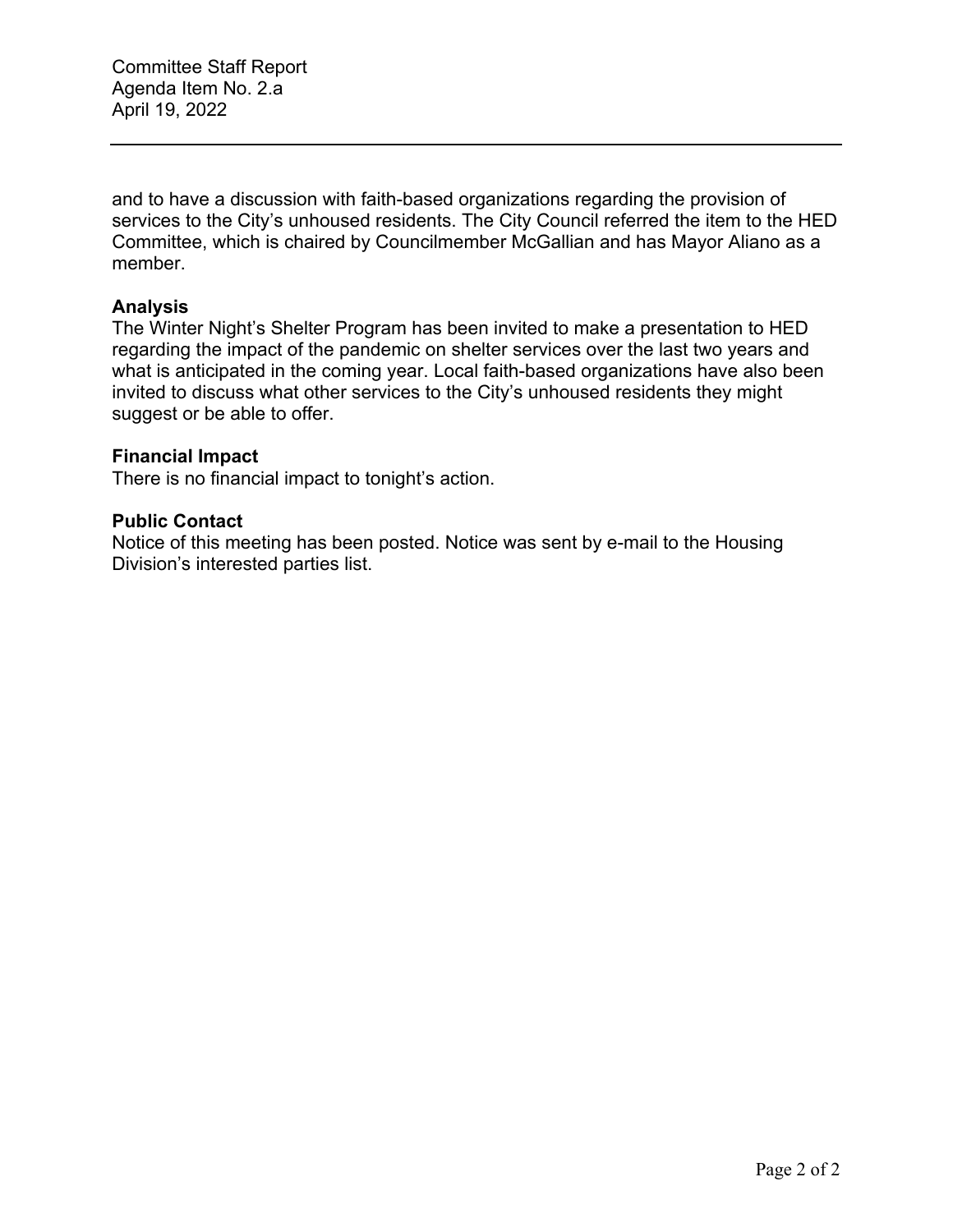and to have a discussion with faith-based organizations regarding the provision of services to the City's unhoused residents. The City Council referred the item to the HED Committee, which is chaired by Councilmember McGallian and has Mayor Aliano as a member.

**Analysis**

The Winter Night's Shelter Program has been invited to make a presentation to HED regarding the impact of the pandemic on shelter services over the last two years and what is anticipated in the coming year. Local faith-based organizations have also been invited to discuss what other services to the City's unhoused residents they might suggest or be able to offer.

**Financial Impact**

There is no financial impact to tonight's action.

**Public Contact**

Notice of this meeting has been posted. Notice was sent by e-mail to the Housing Division's interested parties list.